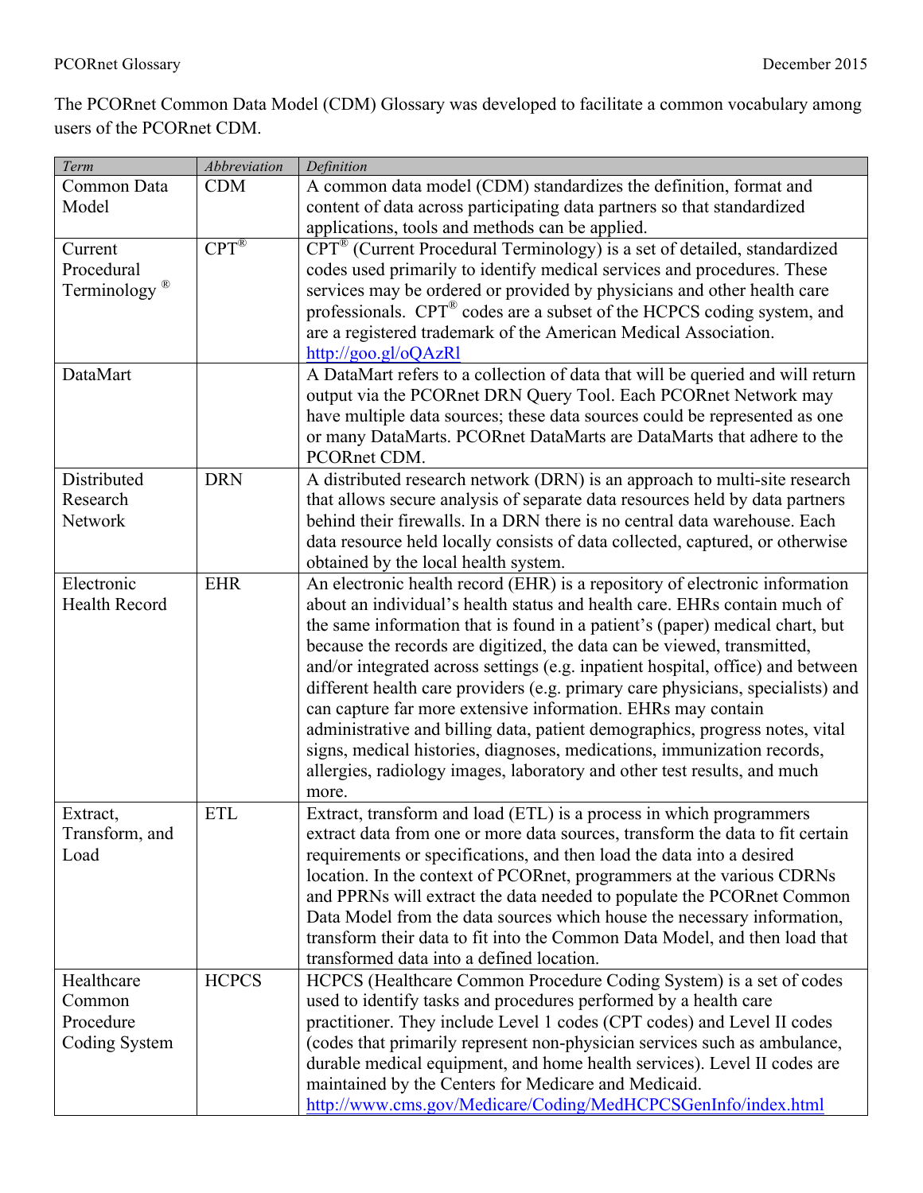The PCORnet Common Data Model (CDM) Glossary was developed to facilitate a common vocabulary among users of the PCORnet CDM.

| *Term* | *Abbreviation* | *Definition* |
|---|---|---|
| Common Data Model | CDM | A common data model (CDM) standardizes the definition, format and content of data across participating data partners so that standardized applications, tools and methods can be applied. |
| Current Procedural Terminology ® | CPT® | CPT® (Current Procedural Terminology) is a set of detailed, standardized codes used primarily to identify medical services and procedures. These services may be ordered or provided by physicians and other health care professionals. CPT® codes are a subset of the HCPCS coding system, and are a registered trademark of the American Medical Association. http://goo.gl/oQAzRl |
| DataMart | | A DataMart refers to a collection of data that will be queried and will return output via the PCORnet DRN Query Tool. Each PCORnet Network may have multiple data sources; these data sources could be represented as one or many DataMarts. PCORnet DataMarts are DataMarts that adhere to the PCORnet CDM. |
| Distributed Research Network | DRN | A distributed research network (DRN) is an approach to multi-site research that allows secure analysis of separate data resources held by data partners behind their firewalls. In a DRN there is no central data warehouse. Each data resource held locally consists of data collected, captured, or otherwise obtained by the local health system. |
| Electronic Health Record | EHR | An electronic health record (EHR) is a repository of electronic information about an individual's health status and health care. EHRs contain much of the same information that is found in a patient's (paper) medical chart, but because the records are digitized, the data can be viewed, transmitted, and/or integrated across settings (e.g. inpatient hospital, office) and between different health care providers (e.g. primary care physicians, specialists) and can capture far more extensive information. EHRs may contain administrative and billing data, patient demographics, progress notes, vital signs, medical histories, diagnoses, medications, immunization records, allergies, radiology images, laboratory and other test results, and much more. |
| Extract, Transform, and Load | ETL | Extract, transform and load (ETL) is a process in which programmers extract data from one or more data sources, transform the data to fit certain requirements or specifications, and then load the data into a desired location. In the context of PCORnet, programmers at the various CDRNs and PPRNs will extract the data needed to populate the PCORnet Common Data Model from the data sources which house the necessary information, transform their data to fit into the Common Data Model, and then load that transformed data into a defined location. |
| Healthcare Common Procedure Coding System | HCPCS | HCPCS (Healthcare Common Procedure Coding System) is a set of codes used to identify tasks and procedures performed by a health care practitioner. They include Level 1 codes (CPT codes) and Level II codes (codes that primarily represent non-physician services such as ambulance, durable medical equipment, and home health services). Level II codes are maintained by the Centers for Medicare and Medicaid. http://www.cms.gov/Medicare/Coding/MedHCPCSGenInfo/index.html |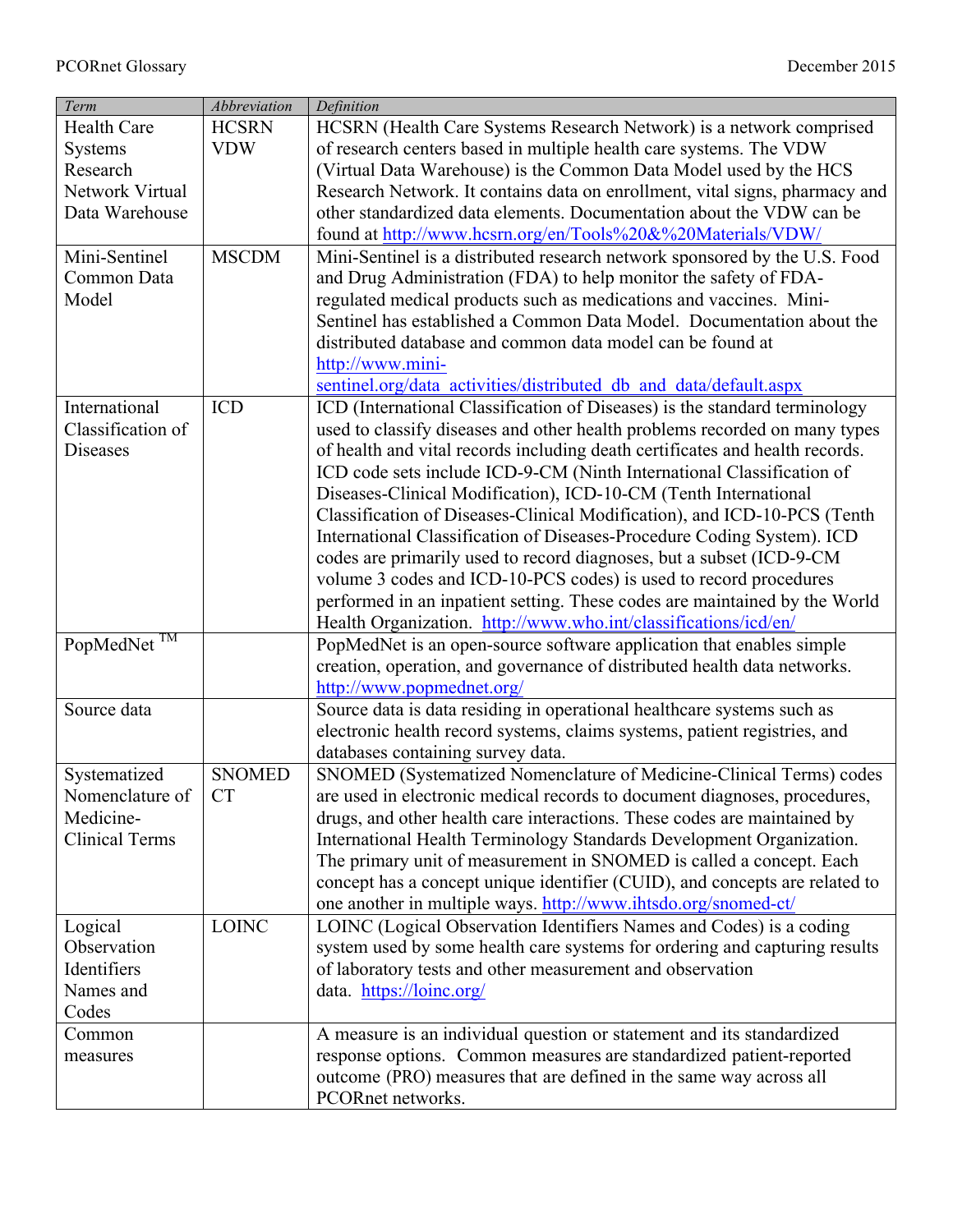| *Term* | *Abbreviation* | *Definition* |
|---|---|---|
| Health Care Systems Research Network Virtual Data Warehouse | HCSRN VDW | HCSRN (Health Care Systems Research Network) is a network comprised of research centers based in multiple health care systems. The VDW (Virtual Data Warehouse) is the Common Data Model used by the HCS Research Network. It contains data on enrollment, vital signs, pharmacy and other standardized data elements. Documentation about the VDW can be found at http://www.hcsrn.org/en/Tools%20&%20Materials/VDW/ |
| Mini-Sentinel Common Data Model | MSCDM | Mini-Sentinel is a distributed research network sponsored by the U.S. Food and Drug Administration (FDA) to help monitor the safety of FDA-regulated medical products such as medications and vaccines. Mini-Sentinel has established a Common Data Model. Documentation about the distributed database and common data model can be found at http://www.mini-sentinel.org/data_activities/distributed_db_and_data/default.aspx |
| International Classification of Diseases | ICD | ICD (International Classification of Diseases) is the standard terminology used to classify diseases and other health problems recorded on many types of health and vital records including death certificates and health records. ICD code sets include ICD-9-CM (Ninth International Classification of Diseases-Clinical Modification), ICD-10-CM (Tenth International Classification of Diseases-Clinical Modification), and ICD-10-PCS (Tenth International Classification of Diseases-Procedure Coding System). ICD codes are primarily used to record diagnoses, but a subset (ICD-9-CM volume 3 codes and ICD-10-PCS codes) is used to record procedures performed in an inpatient setting. These codes are maintained by the World Health Organization. http://www.who.int/classifications/icd/en/ |
| PopMedNet ™ | | PopMedNet is an open-source software application that enables simple creation, operation, and governance of distributed health data networks. http://www.popmednet.org/ |
| Source data | | Source data is data residing in operational healthcare systems such as electronic health record systems, claims systems, patient registries, and databases containing survey data. |
| Systematized Nomenclature of Medicine-Clinical Terms | SNOMED CT | SNOMED (Systematized Nomenclature of Medicine-Clinical Terms) codes are used in electronic medical records to document diagnoses, procedures, drugs, and other health care interactions. These codes are maintained by International Health Terminology Standards Development Organization. The primary unit of measurement in SNOMED is called a concept. Each concept has a concept unique identifier (CUID), and concepts are related to one another in multiple ways. http://www.ihtsdo.org/snomed-ct/ |
| Logical Observation Identifiers Names and Codes | LOINC | LOINC (Logical Observation Identifiers Names and Codes) is a coding system used by some health care systems for ordering and capturing results of laboratory tests and other measurement and observation data. https://loinc.org/ |
| Common measures | | A measure is an individual question or statement and its standardized response options. Common measures are standardized patient-reported outcome (PRO) measures that are defined in the same way across all PCORnet networks. |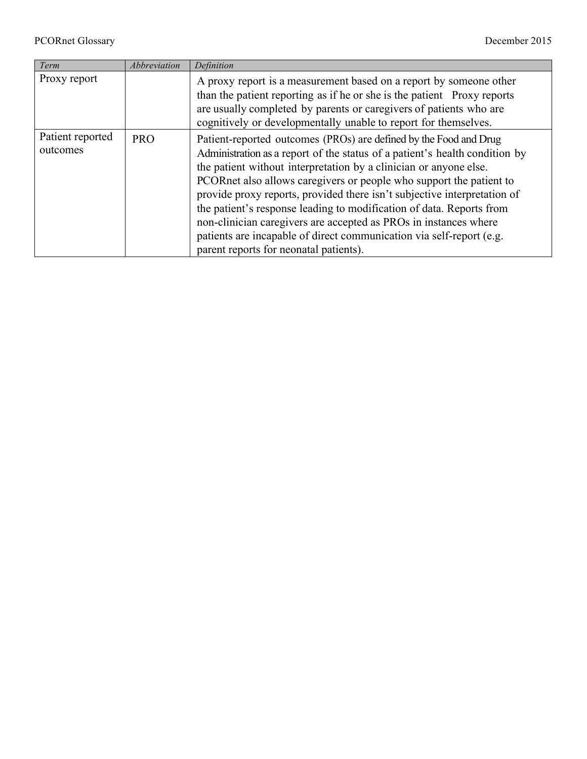| Term | Abbreviation | Definition |
|---|---|---|
| Proxy report | | A proxy report is a measurement based on a report by someone other than the patient reporting as if he or she is the patient Proxy reports are usually completed by parents or caregivers of patients who are cognitively or developmentally unable to report for themselves. |
| Patient reported outcomes | PRO | Patient-reported outcomes (PROs) are defined by the Food and Drug Administration as a report of the status of a patient's health condition by the patient without interpretation by a clinician or anyone else. PCORnet also allows caregivers or people who support the patient to provide proxy reports, provided there isn't subjective interpretation of the patient's response leading to modification of data. Reports from non-clinician caregivers are accepted as PROs in instances where patients are incapable of direct communication via self-report (e.g. parent reports for neonatal patients). |